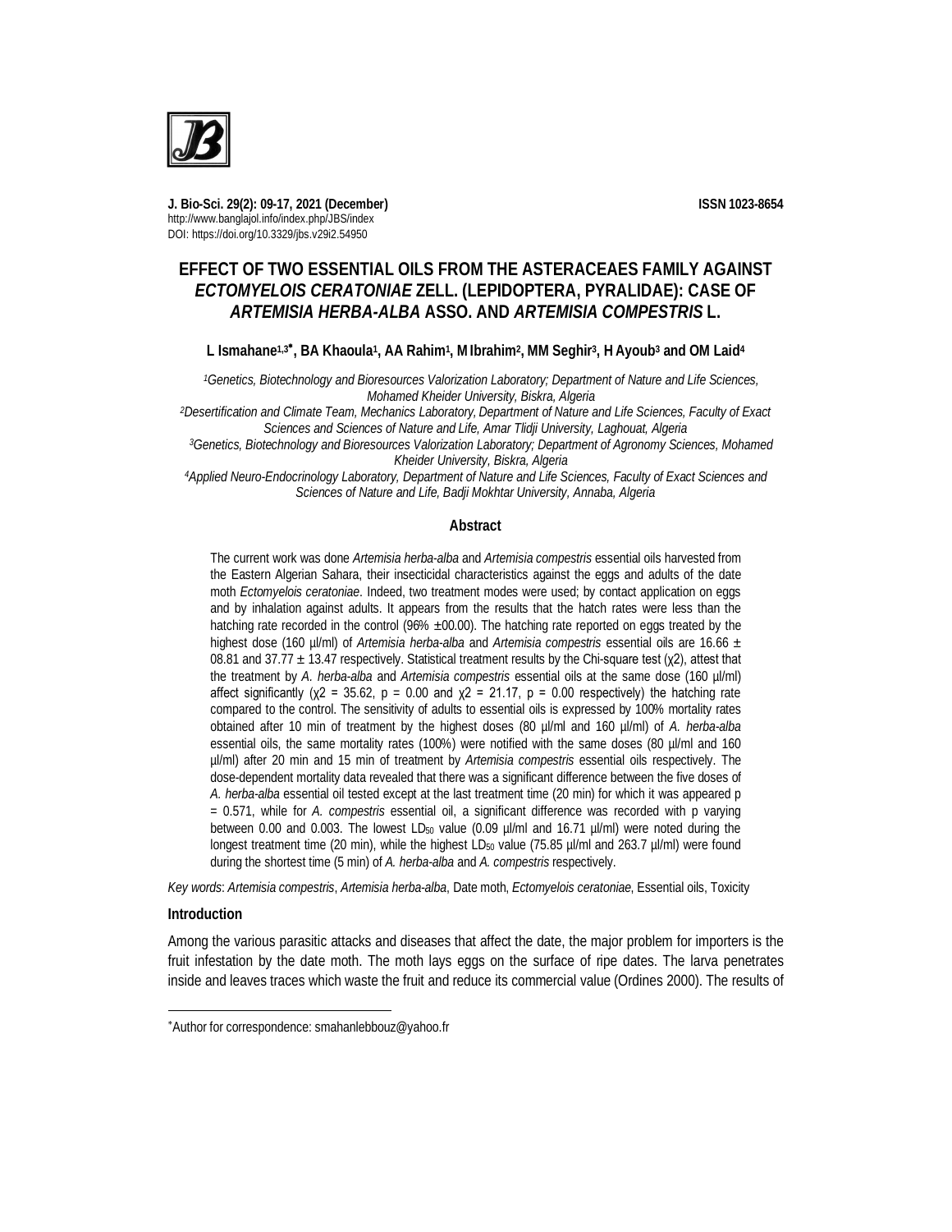J. Bio-Sci. 29(2): 09-17, 2021 (December) ISSN 1023-8654
http://www.banglajol.info/index.php/JBS/index
DOI: https://doi.org/10.3329/jbs.v29i2.54950

# EFFECT OF TWO ESSENTIAL OILS FROM THE ASTERACEAES FAMILY AGAINST *ECTOMYELOIS CERATONIAE* ZELL. (LEPIDOPTERA, PYRALIDAE): CASE OF *ARTEMISIA HERBA-ALBA* ASSO. AND *ARTEMISIA COMPESTRIS* L.

**L Ismahane[1,3*], BA Khaoula[1], AA Rahim[1], M Ibrahim[2], MM Seghir[3], H Ayoub[3] and OM Laid[4]**

*[1]Genetics, Biotechnology and Bioresources Valorization Laboratory; Department of Nature and Life Sciences, Mohamed Kheider University, Biskra, Algeria*

*[2]Desertification and Climate Team, Mechanics Laboratory, Department of Nature and Life Sciences, Faculty of Exact Sciences and Sciences of Nature and Life, Amar Tlidji University, Laghouat, Algeria*

*[3]Genetics, Biotechnology and Bioresources Valorization Laboratory; Department of Agronomy Sciences, Mohamed Kheider University, Biskra, Algeria*

*[4]Applied Neuro-Endocrinology Laboratory, Department of Nature and Life Sciences, Faculty of Exact Sciences and Sciences of Nature and Life, Badji Mokhtar University, Annaba, Algeria*

## Abstract

The current work was done *Artemisia herba-alba* and *Artemisia compestris* essential oils harvested from the Eastern Algerian Sahara, their insecticidal characteristics against the eggs and adults of the date moth *Ectomyelois ceratoniae*. Indeed, two treatment modes were used; by contact application on eggs and by inhalation against adults. It appears from the results that the hatch rates were less than the hatching rate recorded in the control (96% ±00.00). The hatching rate reported on eggs treated by the highest dose (160 µl/ml) of *Artemisia herba-alba* and *Artemisia compestris* essential oils are 16.66 ± 08.81 and 37.77 ± 13.47 respectively. Statistical treatment results by the Chi-square test ($\chi2$), attest that the treatment by *A. herba-alba* and *Artemisia compestris* essential oils at the same dose (160 µl/ml) affect significantly ($\chi2 = 35.62$, $p = 0.00$ and $\chi2 = 21.17$, $p = 0.00$ respectively) the hatching rate compared to the control. The sensitivity of adults to essential oils is expressed by 100% mortality rates obtained after 10 min of treatment by the highest doses (80 µl/ml and 160 µl/ml) of *A. herba-alba* essential oils, the same mortality rates (100%) were notified with the same doses (80 µl/ml and 160 µl/ml) after 20 min and 15 min of treatment by *Artemisia compestris* essential oils respectively. The dose-dependent mortality data revealed that there was a significant difference between the five doses of *A. herba-alba* essential oil tested except at the last treatment time (20 min) for which it was appeared $p = 0.571$, while for *A. compestris* essential oil, a significant difference was recorded with p varying between 0.00 and 0.003. The lowest $LD_{50}$ value (0.09 µl/ml and 16.71 µl/ml) were noted during the longest treatment time (20 min), while the highest $LD_{50}$ value (75.85 µl/ml and 263.7 µl/ml) were found during the shortest time (5 min) of *A. herba-alba* and *A. compestris* respectively.

*Key words*: *Artemisia compestris*, *Artemisia herba-alba*, Date moth, *Ectomyelois ceratoniae*, Essential oils, Toxicity

## Introduction

Among the various parasitic attacks and diseases that affect the date, the major problem for importers is the fruit infestation by the date moth. The moth lays eggs on the surface of ripe dates. The larva penetrates inside and leaves traces which waste the fruit and reduce its commercial value (Ordines 2000). The results of

*Author for correspondence: smahanlebbouz@yahoo.fr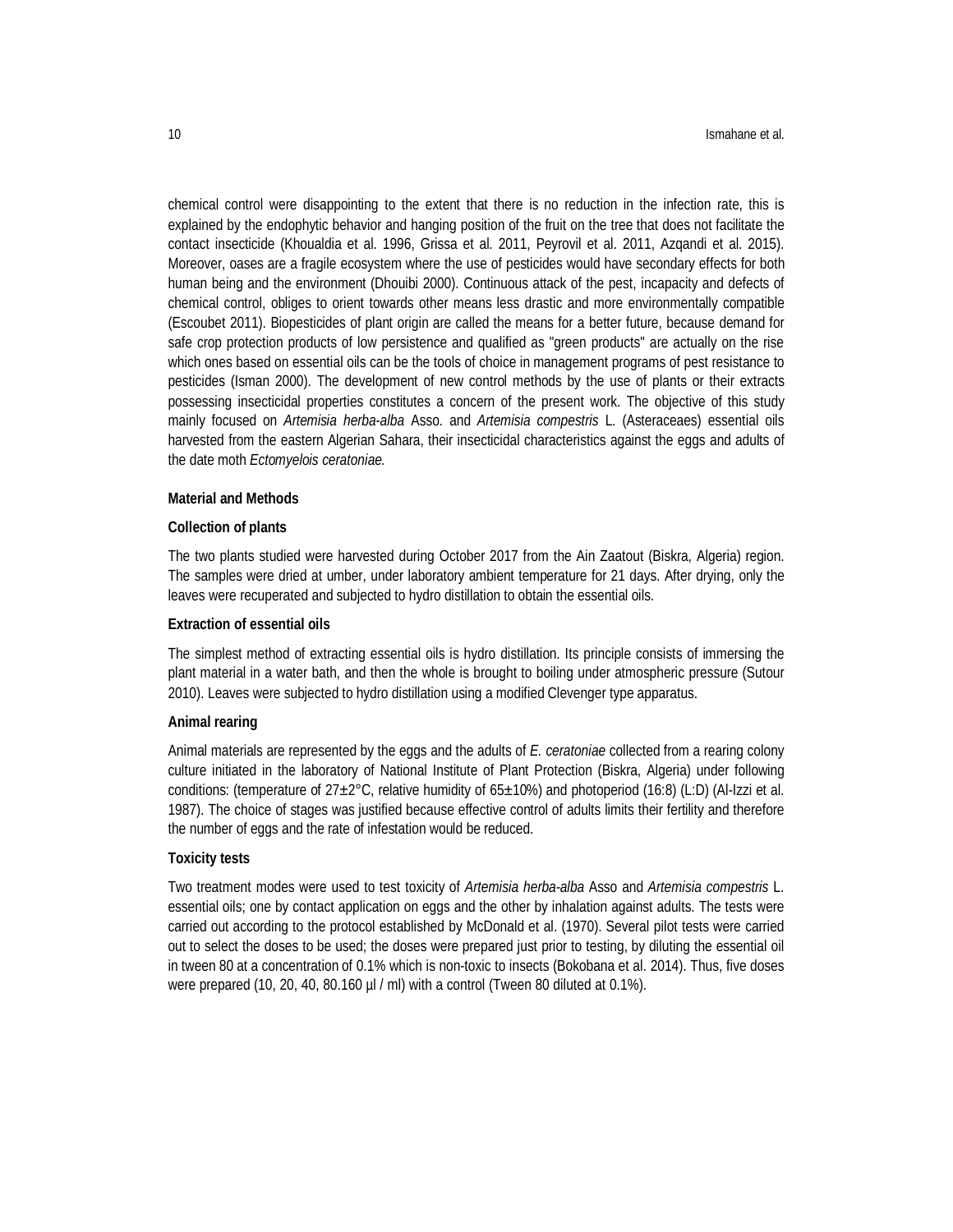chemical control were disappointing to the extent that there is no reduction in the infection rate, this is explained by the endophytic behavior and hanging position of the fruit on the tree that does not facilitate the contact insecticide (Khoualdia et al. 1996, Grissa et al. 2011, Peyrovil et al. 2011, Azqandi et al. 2015). Moreover, oases are a fragile ecosystem where the use of pesticides would have secondary effects for both human being and the environment (Dhouibi 2000). Continuous attack of the pest, incapacity and defects of chemical control, obliges to orient towards other means less drastic and more environmentally compatible (Escoubet 2011). Biopesticides of plant origin are called the means for a better future, because demand for safe crop protection products of low persistence and qualified as "green products" are actually on the rise which ones based on essential oils can be the tools of choice in management programs of pest resistance to pesticides (Isman 2000). The development of new control methods by the use of plants or their extracts possessing insecticidal properties constitutes a concern of the present work. The objective of this study mainly focused on *Artemisia herba-alba* Asso. and *Artemisia compestris* L. (Asteraceaes) essential oils harvested from the eastern Algerian Sahara, their insecticidal characteristics against the eggs and adults of the date moth *Ectomyelois ceratoniae*.

## Material and Methods

### Collection of plants

The two plants studied were harvested during October 2017 from the Ain Zaatout (Biskra, Algeria) region. The samples were dried at umber, under laboratory ambient temperature for 21 days. After drying, only the leaves were recuperated and subjected to hydro distillation to obtain the essential oils.

### Extraction of essential oils

The simplest method of extracting essential oils is hydro distillation. Its principle consists of immersing the plant material in a water bath, and then the whole is brought to boiling under atmospheric pressure (Sutour 2010). Leaves were subjected to hydro distillation using a modified Clevenger type apparatus.

### Animal rearing

Animal materials are represented by the eggs and the adults of *E. ceratoniae* collected from a rearing colony culture initiated in the laboratory of National Institute of Plant Protection (Biskra, Algeria) under following conditions: (temperature of 27±2°C, relative humidity of 65±10%) and photoperiod (16:8) (L:D) (Al-Izzi et al. 1987). The choice of stages was justified because effective control of adults limits their fertility and therefore the number of eggs and the rate of infestation would be reduced.

### Toxicity tests

Two treatment modes were used to test toxicity of *Artemisia herba-alba* Asso and *Artemisia compestris* L. essential oils; one by contact application on eggs and the other by inhalation against adults. The tests were carried out according to the protocol established by McDonald et al. (1970). Several pilot tests were carried out to select the doses to be used; the doses were prepared just prior to testing, by diluting the essential oil in tween 80 at a concentration of 0.1% which is non-toxic to insects (Bokobana et al. 2014). Thus, five doses were prepared (10, 20, 40, 80.160 µl / ml) with a control (Tween 80 diluted at 0.1%).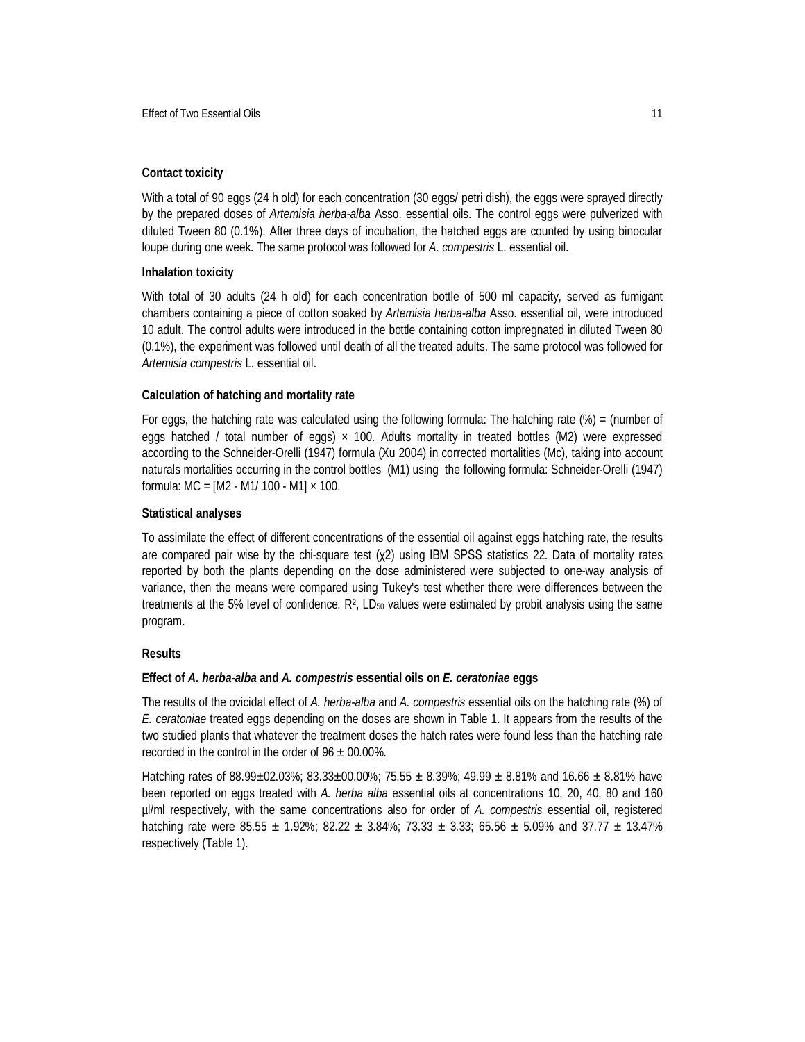### Contact toxicity

With a total of 90 eggs (24 h old) for each concentration (30 eggs/ petri dish), the eggs were sprayed directly by the prepared doses of *Artemisia herba-alba* Asso. essential oils. The control eggs were pulverized with diluted Tween 80 (0.1%). After three days of incubation, the hatched eggs are counted by using binocular loupe during one week. The same protocol was followed for *A. compestris* L. essential oil.

### Inhalation toxicity

With total of 30 adults (24 h old) for each concentration bottle of 500 ml capacity, served as fumigant chambers containing a piece of cotton soaked by *Artemisia herba-alba* Asso. essential oil, were introduced 10 adult. The control adults were introduced in the bottle containing cotton impregnated in diluted Tween 80 (0.1%), the experiment was followed until death of all the treated adults. The same protocol was followed for *Artemisia compestris* L. essential oil.

### Calculation of hatching and mortality rate

For eggs, the hatching rate was calculated using the following formula: The hatching rate (%) = (number of eggs hatched / total number of eggs) × 100. Adults mortality in treated bottles (M2) were expressed according to the Schneider-Orelli (1947) formula (Xu 2004) in corrected mortalities (Mc), taking into account naturals mortalities occurring in the control bottles (M1) using the following formula: Schneider-Orelli (1947) formula: MC = [M2 - M1/ 100 - M1] × 100.

### Statistical analyses

To assimilate the effect of different concentrations of the essential oil against eggs hatching rate, the results are compared pair wise by the chi-square test ($\chi 2$) using IBM SPSS statistics 22. Data of mortality rates reported by both the plants depending on the dose administered were subjected to one-way analysis of variance, then the means were compared using Tukey's test whether there were differences between the treatments at the 5% level of confidence. $R^2$, $LD_{50}$ values were estimated by probit analysis using the same program.

## Results

### Effect of *A. herba-alba* and *A. compestris* essential oils on *E. ceratoniae* eggs

The results of the ovicidal effect of *A. herba-alba* and *A. compestris* essential oils on the hatching rate (%) of *E. ceratoniae* treated eggs depending on the doses are shown in Table 1. It appears from the results of the two studied plants that whatever the treatment doses the hatch rates were found less than the hatching rate recorded in the control in the order of 96 ± 00.00%.

Hatching rates of 88.99±02.03%; 83.33±00.00%; 75.55 ± 8.39%; 49.99 ± 8.81% and 16.66 ± 8.81% have been reported on eggs treated with *A. herba alba* essential oils at concentrations 10, 20, 40, 80 and 160 µl/ml respectively, with the same concentrations also for order of *A. compestris* essential oil, registered hatching rate were 85.55 ± 1.92%; 82.22 ± 3.84%; 73.33 ± 3.33; 65.56 ± 5.09% and 37.77 ± 13.47% respectively (Table 1).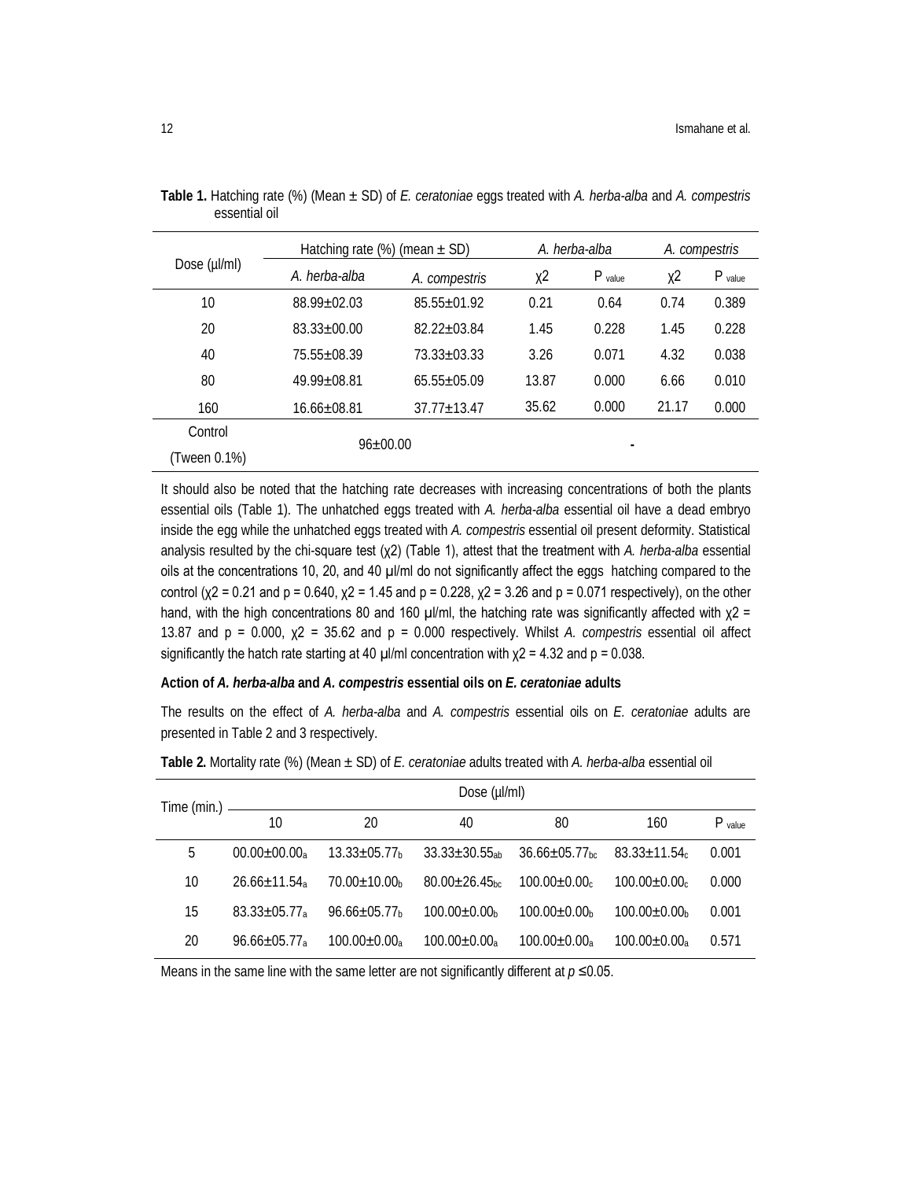**Table 1.** Hatching rate (%) (Mean ± SD) of *E. ceratoniae* eggs treated with *A. herba-alba* and *A. compestris* essential oil

| Dose (µl/ml) | Hatching rate (%) (mean ± SD) | | *A. herba-alba* | | *A. compestris* | |
|---|---|---|---|---|---|---|
| | *A. herba-alba* | *A. compestris* | χ2 | P value | χ2 | P value |
| 10 | 88.99±02.03 | 85.55±01.92 | 0.21 | 0.64 | 0.74 | 0.389 |
| 20 | 83.33±00.00 | 82.22±03.84 | 1.45 | 0.228 | 1.45 | 0.228 |
| 40 | 75.55±08.39 | 73.33±03.33 | 3.26 | 0.071 | 4.32 | 0.038 |
| 80 | 49.99±08.81 | 65.55±05.09 | 13.87 | 0.000 | 6.66 | 0.010 |
| 160 | 16.66±08.81 | 37.77±13.47 | 35.62 | 0.000 | 21.17 | 0.000 |
| Control (Tween 0.1%) | 96±00.00 | | - | | | |

It should also be noted that the hatching rate decreases with increasing concentrations of both the plants essential oils (Table 1). The unhatched eggs treated with *A. herba-alba* essential oil have a dead embryo inside the egg while the unhatched eggs treated with *A. compestris* essential oil present deformity. Statistical analysis resulted by the chi-square test (χ2) (Table 1), attest that the treatment with *A. herba-alba* essential oils at the concentrations 10, 20, and 40 µl/ml do not significantly affect the eggs hatching compared to the control (χ2 = 0.21 and p = 0.640, χ2 = 1.45 and p = 0.228, χ2 = 3.26 and p = 0.071 respectively), on the other hand, with the high concentrations 80 and 160 µl/ml, the hatching rate was significantly affected with χ2 = 13.87 and p = 0.000, χ2 = 35.62 and p = 0.000 respectively. Whilst *A. compestris* essential oil affect significantly the hatch rate starting at 40 µl/ml concentration with χ2 = 4.32 and p = 0.038.

**Action of *A. herba-alba* and *A. compestris* essential oils on *E. ceratoniae* adults**

The results on the effect of *A. herba-alba* and *A. compestris* essential oils on *E. ceratoniae* adults are presented in Table 2 and 3 respectively.

**Table 2.** Mortality rate (%) (Mean ± SD) of *E. ceratoniae* adults treated with *A. herba-alba* essential oil

| Time (min.) | Dose (µl/ml) | | | | | |
|---|---|---|---|---|---|---|
| | 10 | 20 | 40 | 80 | 160 | P value |
| 5 | $00.00±00.00_{a}$ | $13.33±05.77_{b}$ | $33.33±30.55_{ab}$ | $36.66±05.77_{bc}$ | $83.33±11.54_{c}$ | 0.001 |
| 10 | $26.66±11.54_{a}$ | $70.00±10.00_{b}$ | $80.00±26.45_{bc}$ | $100.00±0.00_{c}$ | $100.00±0.00_{c}$ | 0.000 |
| 15 | $83.33±05.77_{a}$ | $96.66±05.77_{b}$ | $100.00±0.00_{b}$ | $100.00±0.00_{b}$ | $100.00±0.00_{b}$ | 0.001 |
| 20 | $96.66±05.77_{a}$ | $100.00±0.00_{a}$ | $100.00±0.00_{a}$ | $100.00±0.00_{a}$ | $100.00±0.00_{a}$ | 0.571 |

Means in the same line with the same letter are not significantly different at $p \leq 0.05$.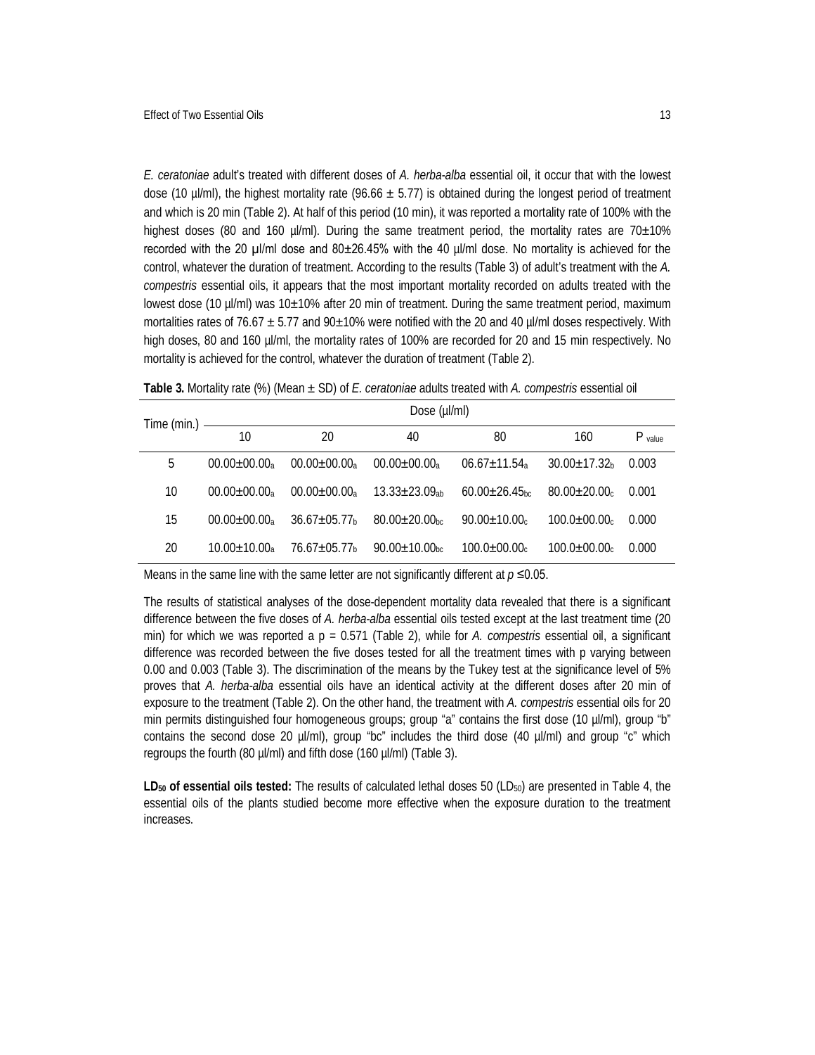*E. ceratoniae* adult's treated with different doses of *A. herba-alba* essential oil, it occur that with the lowest dose (10 µl/ml), the highest mortality rate (96.66 ± 5.77) is obtained during the longest period of treatment and which is 20 min (Table 2). At half of this period (10 min), it was reported a mortality rate of 100% with the highest doses (80 and 160 µl/ml). During the same treatment period, the mortality rates are 70±10% recorded with the 20 µl/ml dose and 80±26.45% with the 40 µl/ml dose. No mortality is achieved for the control, whatever the duration of treatment. According to the results (Table 3) of adult's treatment with the *A. compestris* essential oils, it appears that the most important mortality recorded on adults treated with the lowest dose (10 µl/ml) was 10±10% after 20 min of treatment. During the same treatment period, maximum mortalities rates of 76.67 ± 5.77 and 90±10% were notified with the 20 and 40 µl/ml doses respectively. With high doses, 80 and 160 µl/ml, the mortality rates of 100% are recorded for 20 and 15 min respectively. No mortality is achieved for the control, whatever the duration of treatment (Table 2).

**Table 3.** Mortality rate (%) (Mean ± SD) of *E. ceratoniae* adults treated with *A. compestris* essential oil

| Time (min.) | Dose (µl/ml) | | | | | |
|---|---|---|---|---|---|---|
| | 10 | 20 | 40 | 80 | 160 | $P_{value}$ |
| 5 | $00.00\pm00.00_{a}$ | $00.00\pm00.00_{a}$ | $00.00\pm00.00_{a}$ | $06.67\pm11.54_{a}$ | $30.00\pm17.32_{b}$ | 0.003 |
| 10 | $00.00\pm00.00_{a}$ | $00.00\pm00.00_{a}$ | $13.33\pm23.09_{ab}$ | $60.00\pm26.45_{bc}$ | $80.00\pm20.00_{c}$ | 0.001 |
| 15 | $00.00\pm00.00_{a}$ | $36.67\pm05.77_{b}$ | $80.00\pm20.00_{bc}$ | $90.00\pm10.00_{c}$ | $100.0\pm00.00_{c}$ | 0.000 |
| 20 | $10.00\pm10.00_{a}$ | $76.67\pm05.77_{b}$ | $90.00\pm10.00_{bc}$ | $100.0\pm00.00_{c}$ | $100.0\pm00.00_{c}$ | 0.000 |

Means in the same line with the same letter are not significantly different at $p \leq 0.05$.

The results of statistical analyses of the dose-dependent mortality data revealed that there is a significant difference between the five doses of *A. herba-alba* essential oils tested except at the last treatment time (20 min) for which we was reported a p = 0.571 (Table 2), while for *A. compestris* essential oil, a significant difference was recorded between the five doses tested for all the treatment times with p varying between 0.00 and 0.003 (Table 3). The discrimination of the means by the Tukey test at the significance level of 5% proves that *A. herba-alba* essential oils have an identical activity at the different doses after 20 min of exposure to the treatment (Table 2). On the other hand, the treatment with *A. compestris* essential oils for 20 min permits distinguished four homogeneous groups; group "a" contains the first dose (10 µl/ml), group "b" contains the second dose 20 µl/ml), group "bc" includes the third dose (40 µl/ml) and group "c" which regroups the fourth (80 µl/ml) and fifth dose (160 µl/ml) (Table 3).

**$LD_{50}$ of essential oils tested:** The results of calculated lethal doses 50 ($LD_{50}$) are presented in Table 4, the essential oils of the plants studied become more effective when the exposure duration to the treatment increases.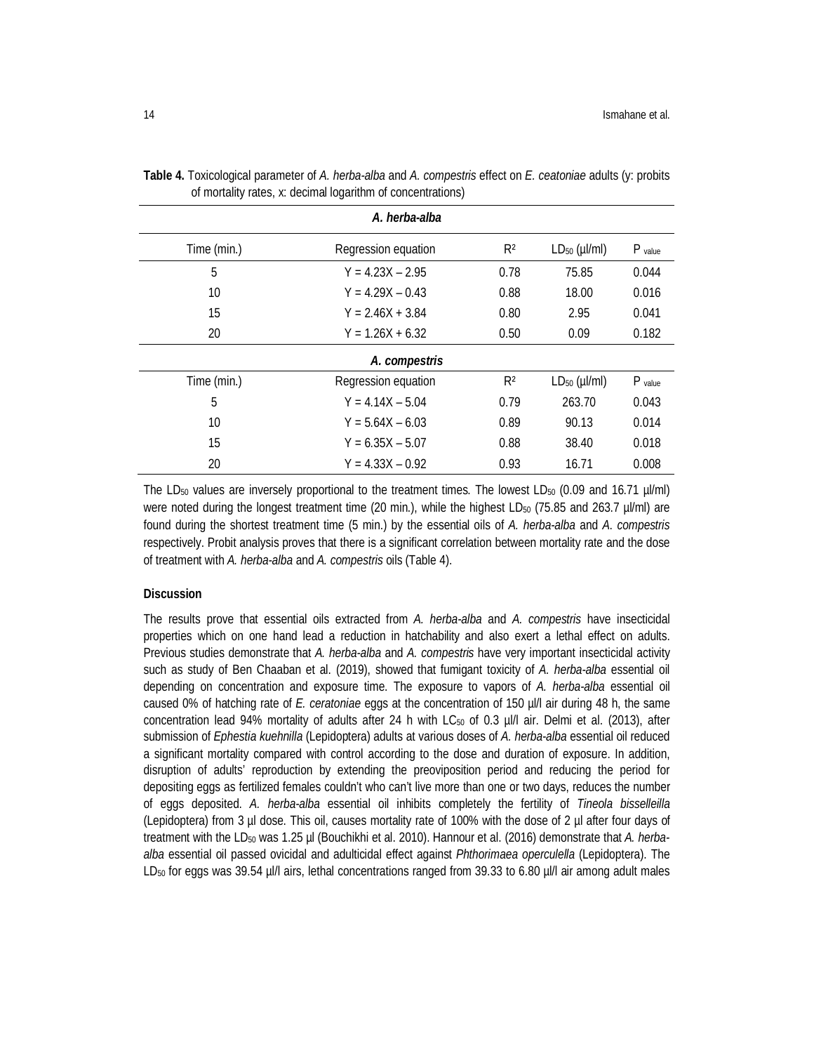**Table 4.** Toxicological parameter of *A. herba-alba* and *A. compestris* effect on *E. ceatoniae* adults (y: probits of mortality rates, x: decimal logarithm of concentrations)

| *A. herba-alba* | | | | |
|---|---|---|---|---|
| Time (min.) | Regression equation | $R^2$ | $LD_{50}$ (µl/ml) | $P_{value}$ |
| 5 | Y = 4.23X – 2.95 | 0.78 | 75.85 | 0.044 |
| 10 | Y = 4.29X – 0.43 | 0.88 | 18.00 | 0.016 |
| 15 | Y = 2.46X + 3.84 | 0.80 | 2.95 | 0.041 |
| 20 | Y = 1.26X + 6.32 | 0.50 | 0.09 | 0.182 |
| ***A. compestris*** | | | | |
| Time (min.) | Regression equation | $R^2$ | $LD_{50}$ (µl/ml) | $P_{value}$ |
| 5 | Y = 4.14X – 5.04 | 0.79 | 263.70 | 0.043 |
| 10 | Y = 5.64X – 6.03 | 0.89 | 90.13 | 0.014 |
| 15 | Y = 6.35X – 5.07 | 0.88 | 38.40 | 0.018 |
| 20 | Y = 4.33X – 0.92 | 0.93 | 16.71 | 0.008 |

The $LD_{50}$ values are inversely proportional to the treatment times. The lowest $LD_{50}$ (0.09 and 16.71 µl/ml) were noted during the longest treatment time (20 min.), while the highest $LD_{50}$ (75.85 and 263.7 µl/ml) are found during the shortest treatment time (5 min.) by the essential oils of *A. herba-alba* and *A. compestris* respectively. Probit analysis proves that there is a significant correlation between mortality rate and the dose of treatment with *A. herba-alba* and *A. compestris* oils (Table 4).

**Discussion**

The results prove that essential oils extracted from *A. herba-alba* and *A. compestris* have insecticidal properties which on one hand lead a reduction in hatchability and also exert a lethal effect on adults. Previous studies demonstrate that *A. herba-alba* and *A. compestris* have very important insecticidal activity such as study of Ben Chaaban et al. (2019), showed that fumigant toxicity of *A. herba-alba* essential oil depending on concentration and exposure time. The exposure to vapors of *A. herba-alba* essential oil caused 0% of hatching rate of *E. ceratoniae* eggs at the concentration of 150 µl/l air during 48 h, the same concentration lead 94% mortality of adults after 24 h with $LC_{50}$ of 0.3 µl/l air. Delmi et al. (2013), after submission of *Ephestia kuehnilla* (Lepidoptera) adults at various doses of *A. herba-alba* essential oil reduced a significant mortality compared with control according to the dose and duration of exposure. In addition, disruption of adults' reproduction by extending the preoviposition period and reducing the period for depositing eggs as fertilized females couldn't who can't live more than one or two days, reduces the number of eggs deposited. *A. herba-alba* essential oil inhibits completely the fertility of *Tineola bisselleilla* (Lepidoptera) from 3 µl dose. This oil, causes mortality rate of 100% with the dose of 2 µl after four days of treatment with the $LD_{50}$ was 1.25 µl (Bouchikhi et al. 2010). Hannour et al. (2016) demonstrate that *A. herba-alba* essential oil passed ovicidal and adulticidal effect against *Phthorimaea operculella* (Lepidoptera). The $LD_{50}$ for eggs was 39.54 µl/l airs, lethal concentrations ranged from 39.33 to 6.80 µl/l air among adult males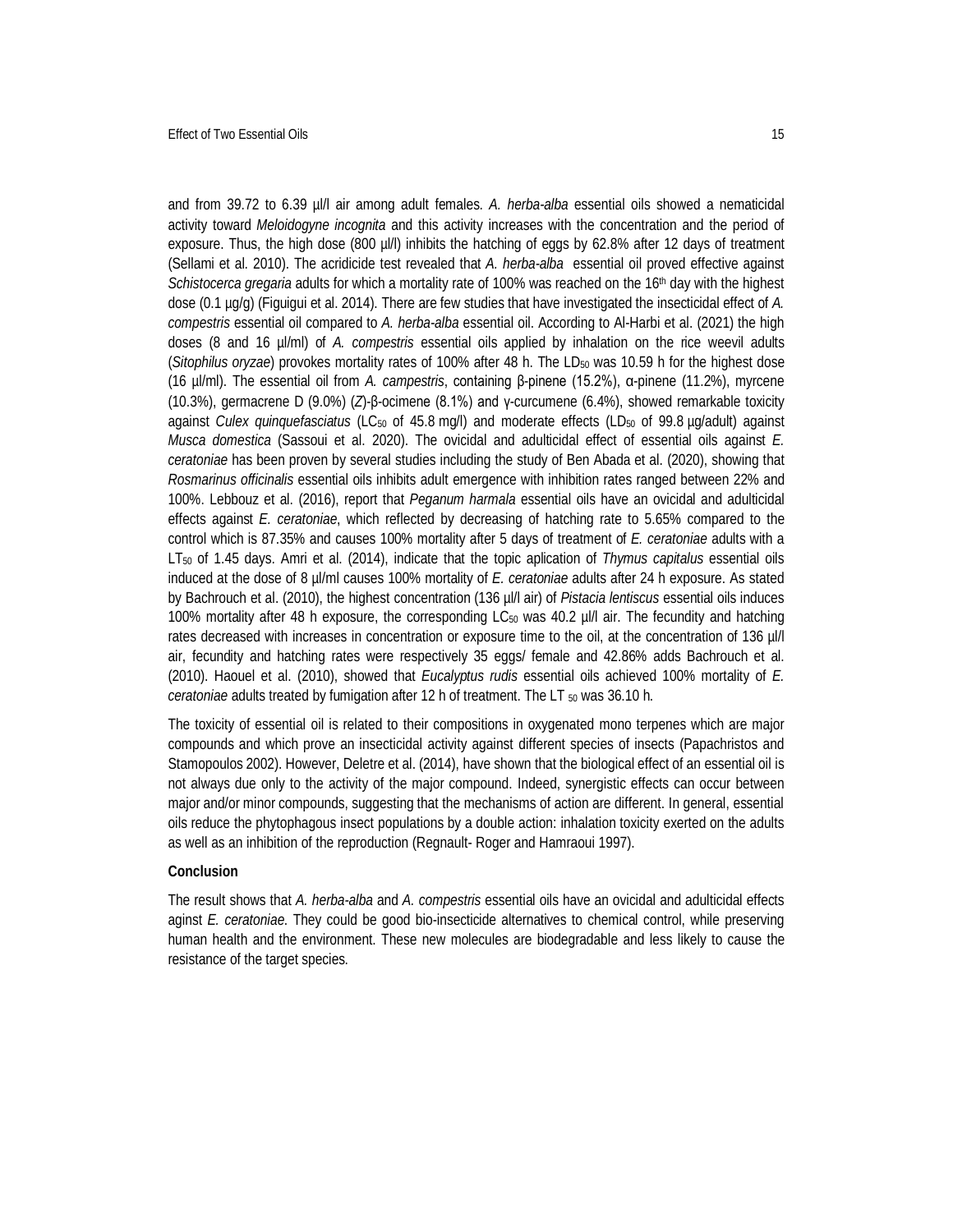and from 39.72 to 6.39 µl/l air among adult females. *A. herba-alba* essential oils showed a nematicidal activity toward *Meloidogyne incognita* and this activity increases with the concentration and the period of exposure. Thus, the high dose (800 µl/l) inhibits the hatching of eggs by 62.8% after 12 days of treatment (Sellami et al. 2010). The acridicide test revealed that *A. herba-alba* essential oil proved effective against *Schistocerca gregaria* adults for which a mortality rate of 100% was reached on the 16th day with the highest dose (0.1 µg/g) (Figuigui et al. 2014). There are few studies that have investigated the insecticidal effect of *A. compestris* essential oil compared to *A. herba-alba* essential oil. According to Al-Harbi et al. (2021) the high doses (8 and 16 µl/ml) of *A. compestris* essential oils applied by inhalation on the rice weevil adults (*Sitophilus oryzae*) provokes mortality rates of 100% after 48 h. The $LD_{50}$ was 10.59 h for the highest dose (16 µl/ml). The essential oil from *A. campestris*, containing β-pinene (15.2%), α-pinene (11.2%), myrcene (10.3%), germacrene D (9.0%) (*Z*)-β-ocimene (8.1%) and γ-curcumene (6.4%), showed remarkable toxicity against *Culex quinquefasciatus* ($LC_{50}$ of 45.8 mg/l) and moderate effects ($LD_{50}$ of 99.8 µg/adult) against *Musca domestica* (Sassoui et al. 2020). The ovicidal and adulticidal effect of essential oils against *E. ceratoniae* has been proven by several studies including the study of Ben Abada et al. (2020), showing that *Rosmarinus officinalis* essential oils inhibits adult emergence with inhibition rates ranged between 22% and 100%. Lebbouz et al. (2016), report that *Peganum harmala* essential oils have an ovicidal and adulticidal effects against *E. ceratoniae*, which reflected by decreasing of hatching rate to 5.65% compared to the control which is 87.35% and causes 100% mortality after 5 days of treatment of *E. ceratoniae* adults with a $LT_{50}$ of 1.45 days. Amri et al. (2014), indicate that the topic aplication of *Thymus capitalus* essential oils induced at the dose of 8 µl/ml causes 100% mortality of *E. ceratoniae* adults after 24 h exposure. As stated by Bachrouch et al. (2010), the highest concentration (136 µl/l air) of *Pistacia lentiscus* essential oils induces 100% mortality after 48 h exposure, the corresponding $LC_{50}$ was 40.2 µl/l air. The fecundity and hatching rates decreased with increases in concentration or exposure time to the oil, at the concentration of 136 µl/l air, fecundity and hatching rates were respectively 35 eggs/ female and 42.86% adds Bachrouch et al. (2010). Haouel et al. (2010), showed that *Eucalyptus rudis* essential oils achieved 100% mortality of *E. ceratoniae* adults treated by fumigation after 12 h of treatment. The $LT_{50}$ was 36.10 h.

The toxicity of essential oil is related to their compositions in oxygenated mono terpenes which are major compounds and which prove an insecticidal activity against different species of insects (Papachristos and Stamopoulos 2002). However, Deletre et al. (2014), have shown that the biological effect of an essential oil is not always due only to the activity of the major compound. Indeed, synergistic effects can occur between major and/or minor compounds, suggesting that the mechanisms of action are different. In general, essential oils reduce the phytophagous insect populations by a double action: inhalation toxicity exerted on the adults as well as an inhibition of the reproduction (Regnault- Roger and Hamraoui 1997).

## Conclusion

The result shows that *A. herba-alba* and *A. compestris* essential oils have an ovicidal and adulticidal effects aginst *E. ceratoniae.* They could be good bio-insecticide alternatives to chemical control, while preserving human health and the environment. These new molecules are biodegradable and less likely to cause the resistance of the target species.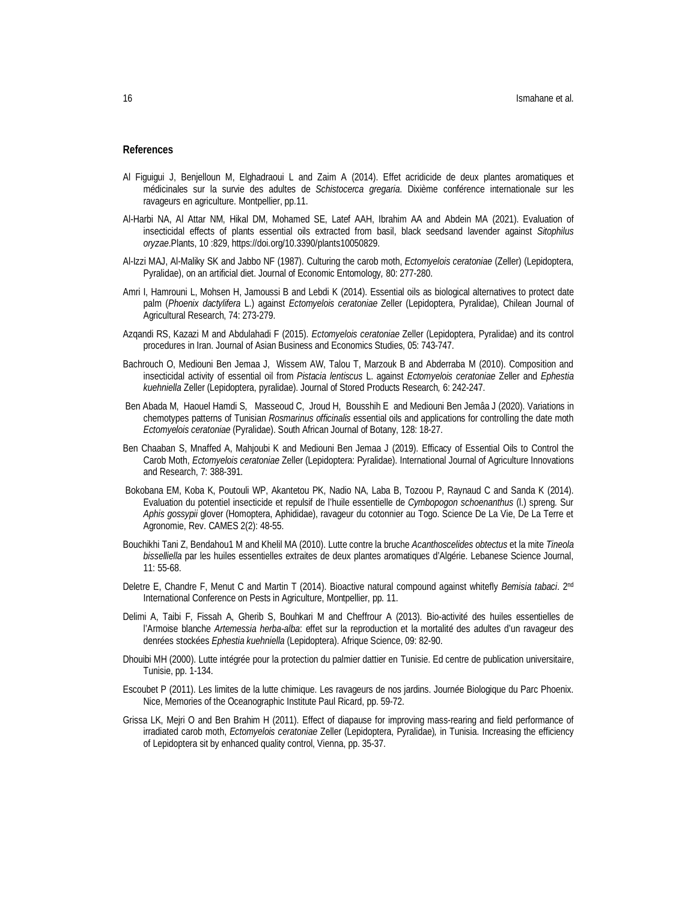**References**

Al Figuigui J, Benjelloun M, Elghadraoui L and Zaim A (2014). Effet acridicide de deux plantes aromatiques et médicinales sur la survie des adultes de *Schistocerca gregaria*. Dixième conférence internationale sur les ravageurs en agriculture. Montpellier, pp.11.

Al-Harbi NA, Al Attar NM, Hikal DM, Mohamed SE, Latef AAH, Ibrahim AA and Abdein MA (2021). Evaluation of insecticidal effects of plants essential oils extracted from basil, black seedsand lavender against *Sitophilus oryzae*.Plants, 10 :829, https://doi.org/10.3390/plants10050829.

Al-Izzi MAJ, Al-Maliky SK and Jabbo NF (1987). Culturing the carob moth, *Ectomyelois ceratoniae* (Zeller) (Lepidoptera, Pyralidae), on an artificial diet. Journal of Economic Entomology, 80: 277-280.

Amri I, Hamrouni L, Mohsen H, Jamoussi B and Lebdi K (2014). Essential oils as biological alternatives to protect date palm (*Phoenix dactylifera* L.) against *Ectomyelois ceratoniae* Zeller (Lepidoptera, Pyralidae), Chilean Journal of Agricultural Research, 74: 273-279.

Azqandi RS, Kazazi M and Abdulahadi F (2015). *Ectomyelois ceratoniae* Zeller (Lepidoptera, Pyralidae) and its control procedures in Iran. Journal of Asian Business and Economics Studies, 05: 743-747.

Bachrouch O, Mediouni Ben Jemaa J, Wissem AW, Talou T, Marzouk B and Abderraba M (2010). Composition and insecticidal activity of essential oil from *Pistacia lentiscus* L. against *Ectomyelois ceratoniae* Zeller and *Ephestia kuehniella* Zeller (Lepidoptera, pyralidae). Journal of Stored Products Research, 6: 242-247.

Ben Abada M, Haouel Hamdi S, Masseoud C, Jroud H, Bousshih E and Mediouni Ben Jemâa J (2020). Variations in chemotypes patterns of Tunisian *Rosmarinus officinalis* essential oils and applications for controlling the date moth *Ectomyelois ceratoniae* (Pyralidae). South African Journal of Botany, 128: 18-27.

Ben Chaaban S, Mnaffed A, Mahjoubi K and Mediouni Ben Jemaa J (2019). Efficacy of Essential Oils to Control the Carob Moth, *Ectomyelois ceratoniae* Zeller (Lepidoptera: Pyralidae). International Journal of Agriculture Innovations and Research, 7: 388-391.

Bokobana EM, Koba K, Poutouli WP, Akantetou PK, Nadio NA, Laba B, Tozoou P, Raynaud C and Sanda K (2014). Evaluation du potentiel insecticide et repulsif de l'huile essentielle de *Cymbopogon schoenanthus* (l.) spreng. Sur *Aphis gossypii* glover (Homoptera, Aphididae), ravageur du cotonnier au Togo. Science De La Vie, De La Terre et Agronomie, Rev. CAMES 2(2): 48-55.

Bouchikhi Tani Z, Bendahou1 M and Khelil MA (2010). Lutte contre la bruche *Acanthoscelides obtectus* et la mite *Tineola bisselliella* par les huiles essentielles extraites de deux plantes aromatiques d'Algérie. Lebanese Science Journal, 11: 55-68.

Deletre E, Chandre F, Menut C and Martin T (2014). Bioactive natural compound against whitefly *Bemisia tabaci*. 2nd International Conference on Pests in Agriculture, Montpellier, pp. 11.

Delimi A, Taibi F, Fissah A, Gherib S, Bouhkari M and Cheffrour A (2013). Bio-activité des huiles essentielles de l'Armoise blanche *Artemessia herba-alba*: effet sur la reproduction et la mortalité des adultes d'un ravageur des denrées stockées *Ephestia kuehniella* (Lepidoptera). Afrique Science, 09: 82-90.

Dhouibi MH (2000). Lutte intégrée pour la protection du palmier dattier en Tunisie. Ed centre de publication universitaire, Tunisie, pp. 1-134.

Escoubet P (2011). Les limites de la lutte chimique. Les ravageurs de nos jardins. Journée Biologique du Parc Phoenix. Nice, Memories of the Oceanographic Institute Paul Ricard, pp. 59-72.

Grissa LK, Mejri O and Ben Brahim H (2011). Effect of diapause for improving mass-rearing and field performance of irradiated carob moth, *Ectomyelois ceratoniae* Zeller (Lepidoptera, Pyralidae), in Tunisia. Increasing the efficiency of Lepidoptera sit by enhanced quality control, Vienna, pp. 35-37.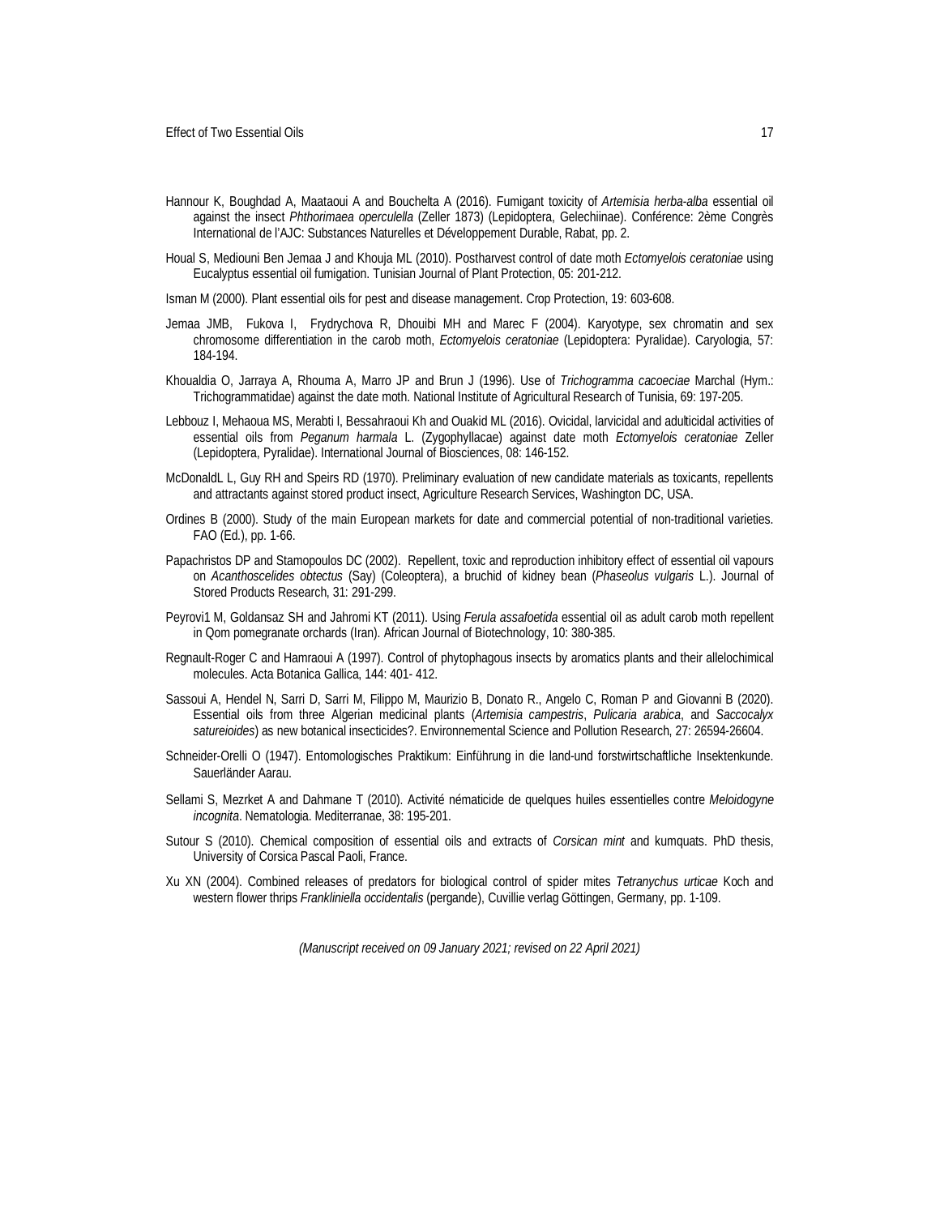Hannour K, Boughdad A, Maataoui A and Bouchelta A (2016). Fumigant toxicity of *Artemisia herba-alba* essential oil against the insect *Phthorimaea operculella* (Zeller 1873) (Lepidoptera, Gelechiinae). Conférence: 2ème Congrès International de l'AJC: Substances Naturelles et Développement Durable, Rabat, pp. 2.

Houal S, Mediouni Ben Jemaa J and Khouja ML (2010). Postharvest control of date moth *Ectomyelois ceratoniae* using Eucalyptus essential oil fumigation. Tunisian Journal of Plant Protection, 05: 201-212.

Isman M (2000). Plant essential oils for pest and disease management. Crop Protection, 19: 603-608.

Jemaa JMB, Fukova I, Frydrychova R, Dhouibi MH and Marec F (2004). Karyotype, sex chromatin and sex chromosome differentiation in the carob moth, *Ectomyelois ceratoniae* (Lepidoptera: Pyralidae). Caryologia, 57: 184-194.

Khoualdia O, Jarraya A, Rhouma A, Marro JP and Brun J (1996). Use of *Trichogramma cacoeciae* Marchal (Hym.: Trichogrammatidae) against the date moth. National Institute of Agricultural Research of Tunisia, 69: 197-205.

Lebbouz I, Mehaoua MS, Merabti I, Bessahraoui Kh and Ouakid ML (2016). Ovicidal, larvicidal and adulticidal activities of essential oils from *Peganum harmala* L. (Zygophyllacae) against date moth *Ectomyelois ceratoniae* Zeller (Lepidoptera, Pyralidae). International Journal of Biosciences, 08: 146-152.

McDonaldL L, Guy RH and Speirs RD (1970). Preliminary evaluation of new candidate materials as toxicants, repellents and attractants against stored product insect, Agriculture Research Services, Washington DC, USA.

Ordines B (2000). Study of the main European markets for date and commercial potential of non-traditional varieties. FAO (Ed.), pp. 1-66.

Papachristos DP and Stamopoulos DC (2002). Repellent, toxic and reproduction inhibitory effect of essential oil vapours on *Acanthoscelides obtectus* (Say) (Coleoptera), a bruchid of kidney bean (*Phaseolus vulgaris* L.). Journal of Stored Products Research, 31: 291-299.

Peyrovi1 M, Goldansaz SH and Jahromi KT (2011). Using *Ferula assafoetida* essential oil as adult carob moth repellent in Qom pomegranate orchards (Iran). African Journal of Biotechnology, 10: 380-385.

Regnault-Roger C and Hamraoui A (1997). Control of phytophagous insects by aromatics plants and their allelochimical molecules. Acta Botanica Gallica, 144: 401- 412.

Sassoui A, Hendel N, Sarri D, Sarri M, Filippo M, Maurizio B, Donato R., Angelo C, Roman P and Giovanni B (2020). Essential oils from three Algerian medicinal plants (*Artemisia campestris*, *Pulicaria arabica*, and *Saccocalyx satureioides*) as new botanical insecticides?. Environnemental Science and Pollution Research, 27: 26594-26604.

Schneider-Orelli O (1947). Entomologisches Praktikum: Einführung in die land-und forstwirtschaftliche Insektenkunde. Sauerländer Aarau.

Sellami S, Mezrket A and Dahmane T (2010). Activité nématicide de quelques huiles essentielles contre *Meloidogyne incognita*. Nematologia. Mediterranae, 38: 195-201.

Sutour S (2010). Chemical composition of essential oils and extracts of *Corsican mint* and kumquats. PhD thesis, University of Corsica Pascal Paoli, France.

Xu XN (2004). Combined releases of predators for biological control of spider mites *Tetranychus urticae* Koch and western flower thrips *Frankliniella occidentalis* (pergande), Cuvillie verlag Göttingen, Germany, pp. 1-109.

*(Manuscript received on 09 January 2021; revised on 22 April 2021)*